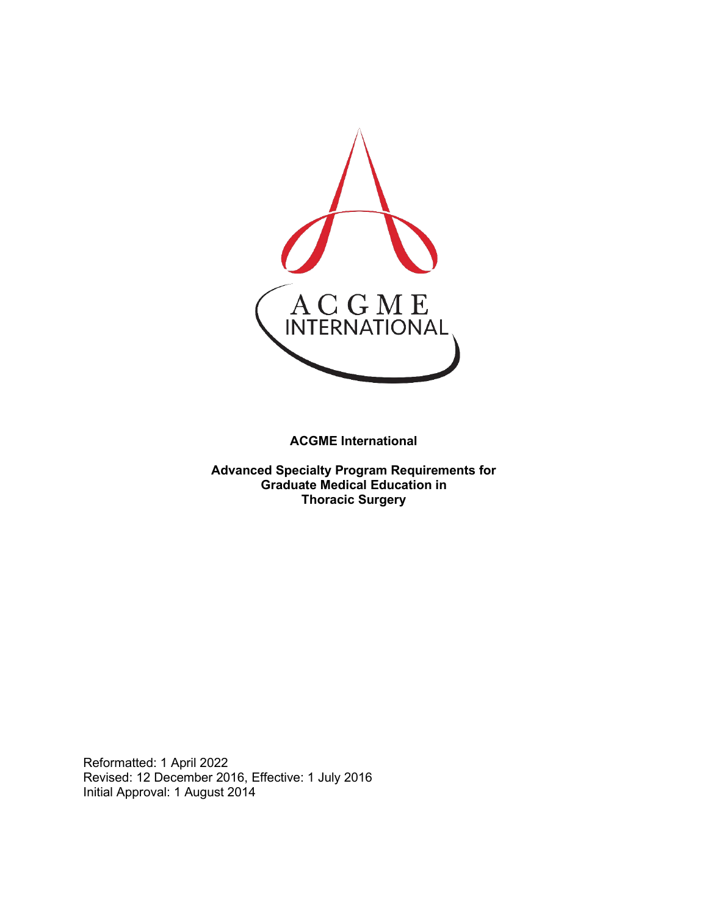**ACGME International**

**Advanced Specialty Program Requirements for Graduate Medical Education in Thoracic Surgery**

Reformatted: 1 April 2022
Revised: 12 December 2016, Effective: 1 July 2016
Initial Approval: 1 August 2014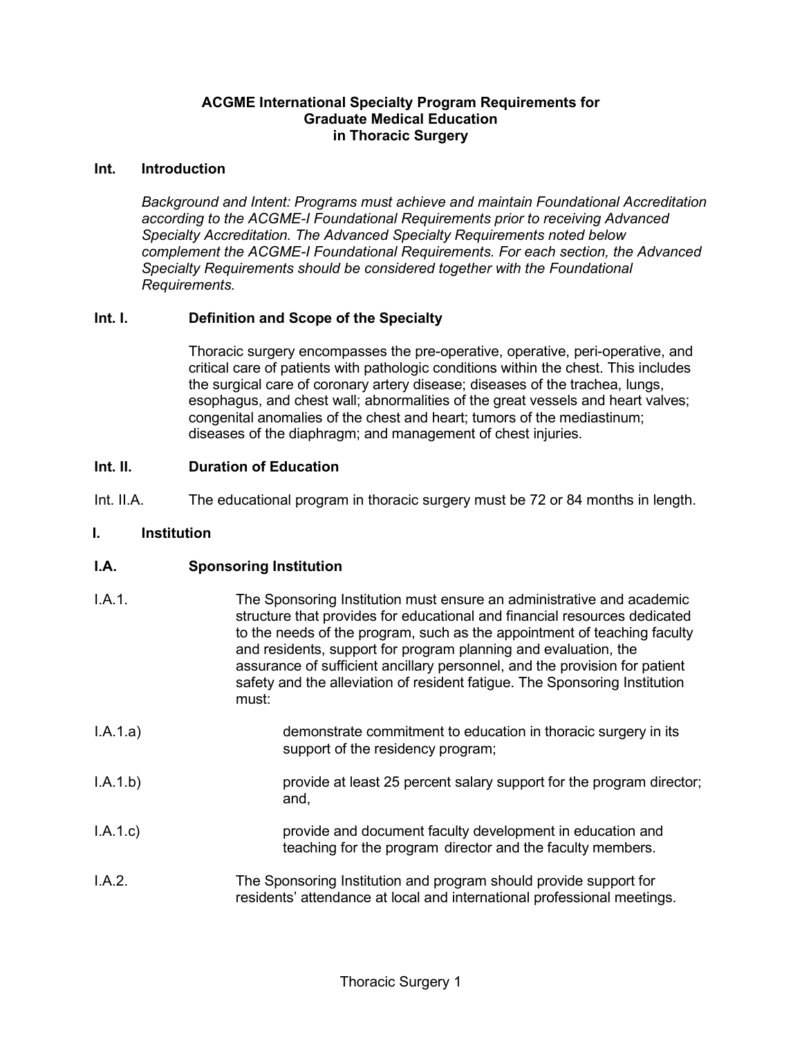**ACGME International Specialty Program Requirements for Graduate Medical Education in Thoracic Surgery**

**Int. Introduction**

*Background and Intent: Programs must achieve and maintain Foundational Accreditation according to the ACGME-I Foundational Requirements prior to receiving Advanced Specialty Accreditation. The Advanced Specialty Requirements noted below complement the ACGME-I Foundational Requirements. For each section, the Advanced Specialty Requirements should be considered together with the Foundational Requirements.*

**Int. I. Definition and Scope of the Specialty**

Thoracic surgery encompasses the pre-operative, operative, peri-operative, and critical care of patients with pathologic conditions within the chest. This includes the surgical care of coronary artery disease; diseases of the trachea, lungs, esophagus, and chest wall; abnormalities of the great vessels and heart valves; congenital anomalies of the chest and heart; tumors of the mediastinum; diseases of the diaphragm; and management of chest injuries.

**Int. II. Duration of Education**

Int. II.A. The educational program in thoracic surgery must be 72 or 84 months in length.

**I. Institution**

**I.A. Sponsoring Institution**

I.A.1. The Sponsoring Institution must ensure an administrative and academic structure that provides for educational and financial resources dedicated to the needs of the program, such as the appointment of teaching faculty and residents, support for program planning and evaluation, the assurance of sufficient ancillary personnel, and the provision for patient safety and the alleviation of resident fatigue. The Sponsoring Institution must:

I.A.1.a) demonstrate commitment to education in thoracic surgery in its support of the residency program;

I.A.1.b) provide at least 25 percent salary support for the program director; and,

I.A.1.c) provide and document faculty development in education and teaching for the program director and the faculty members.

I.A.2. The Sponsoring Institution and program should provide support for residents' attendance at local and international professional meetings.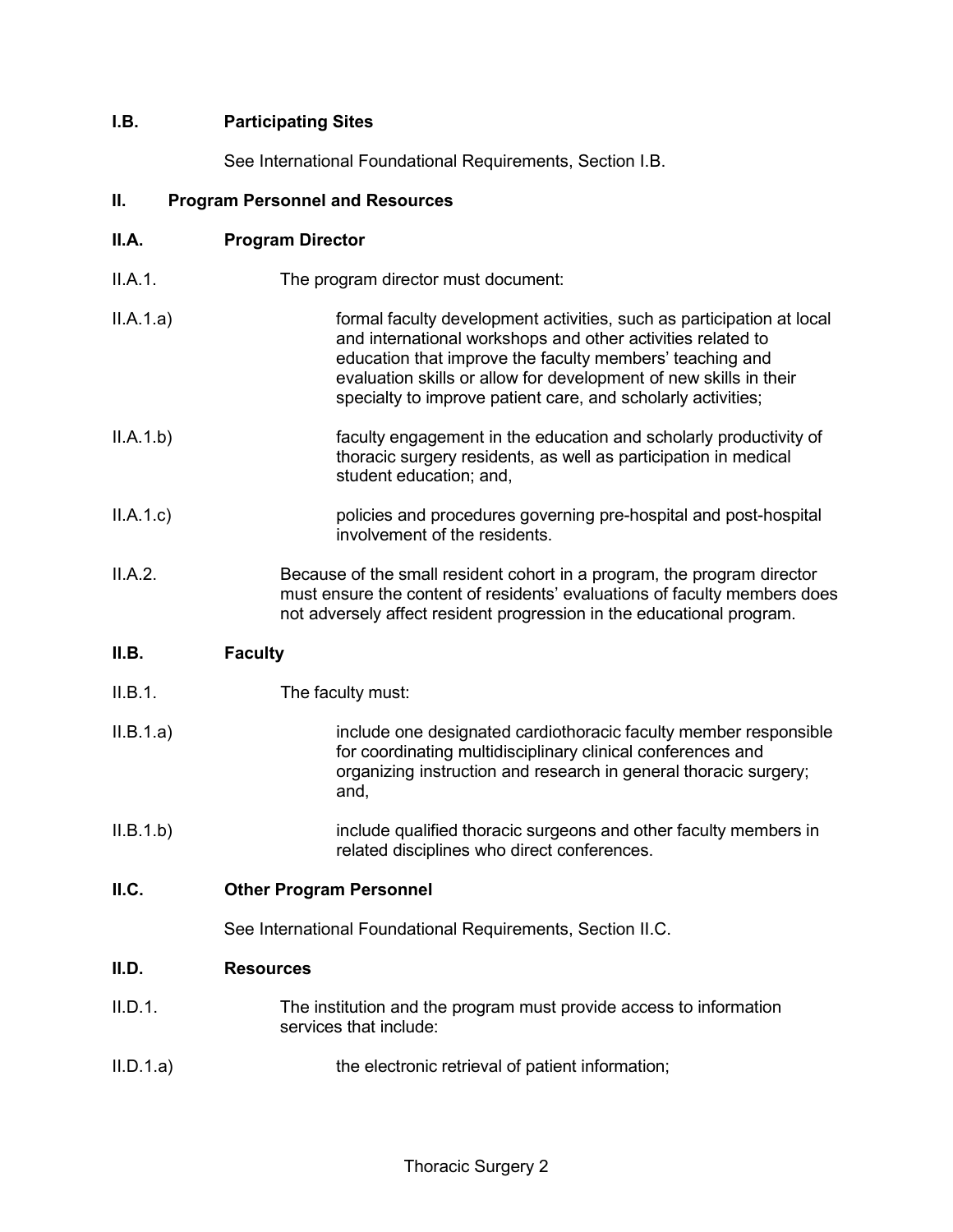**I.B. Participating Sites**

See International Foundational Requirements, Section I.B.

**II. Program Personnel and Resources**

**II.A. Program Director**

II.A.1. The program director must document:

II.A.1.a) formal faculty development activities, such as participation at local and international workshops and other activities related to education that improve the faculty members' teaching and evaluation skills or allow for development of new skills in their specialty to improve patient care, and scholarly activities;

II.A.1.b) faculty engagement in the education and scholarly productivity of thoracic surgery residents, as well as participation in medical student education; and,

II.A.1.c) policies and procedures governing pre-hospital and post-hospital involvement of the residents.

II.A.2. Because of the small resident cohort in a program, the program director must ensure the content of residents' evaluations of faculty members does not adversely affect resident progression in the educational program.

**II.B. Faculty**

II.B.1. The faculty must:

II.B.1.a) include one designated cardiothoracic faculty member responsible for coordinating multidisciplinary clinical conferences and organizing instruction and research in general thoracic surgery; and,

II.B.1.b) include qualified thoracic surgeons and other faculty members in related disciplines who direct conferences.

**II.C. Other Program Personnel**

See International Foundational Requirements, Section II.C.

**II.D. Resources**

II.D.1. The institution and the program must provide access to information services that include:

II.D.1.a) the electronic retrieval of patient information;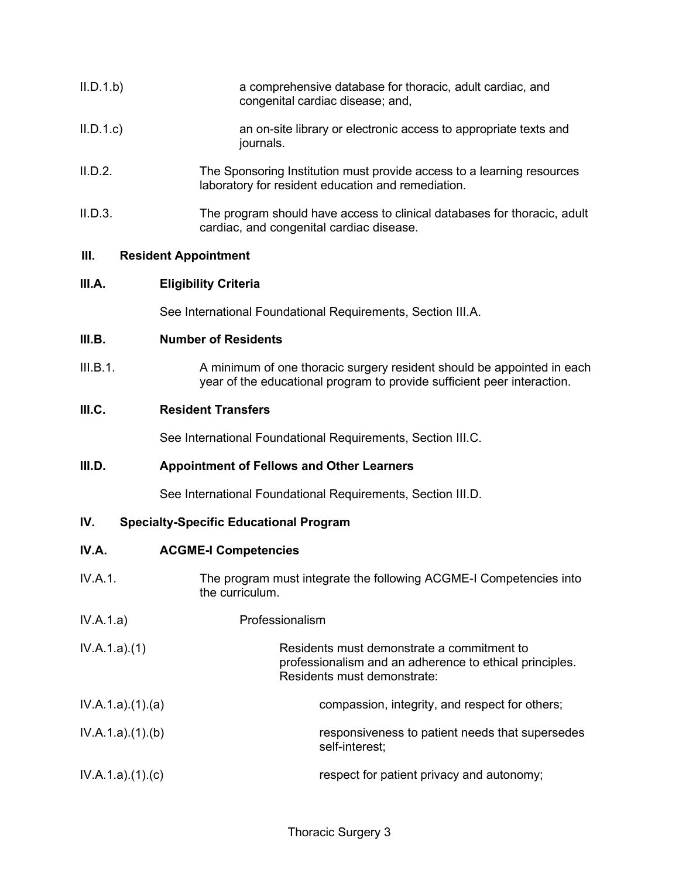II.D.1.b) a comprehensive database for thoracic, adult cardiac, and congenital cardiac disease; and,

II.D.1.c) an on-site library or electronic access to appropriate texts and journals.

II.D.2. The Sponsoring Institution must provide access to a learning resources laboratory for resident education and remediation.

II.D.3. The program should have access to clinical databases for thoracic, adult cardiac, and congenital cardiac disease.

## III. Resident Appointment

### III.A. Eligibility Criteria

See International Foundational Requirements, Section III.A.

### III.B. Number of Residents

III.B.1. A minimum of one thoracic surgery resident should be appointed in each year of the educational program to provide sufficient peer interaction.

### III.C. Resident Transfers

See International Foundational Requirements, Section III.C.

### III.D. Appointment of Fellows and Other Learners

See International Foundational Requirements, Section III.D.

## IV. Specialty-Specific Educational Program

### IV.A. ACGME-I Competencies

IV.A.1. The program must integrate the following ACGME-I Competencies into the curriculum.

IV.A.1.a) Professionalism

IV.A.1.a).(1) Residents must demonstrate a commitment to professionalism and an adherence to ethical principles. Residents must demonstrate:

IV.A.1.a).(1).(a) compassion, integrity, and respect for others;

IV.A.1.a).(1).(b) responsiveness to patient needs that supersedes self-interest;

IV.A.1.a).(1).(c) respect for patient privacy and autonomy;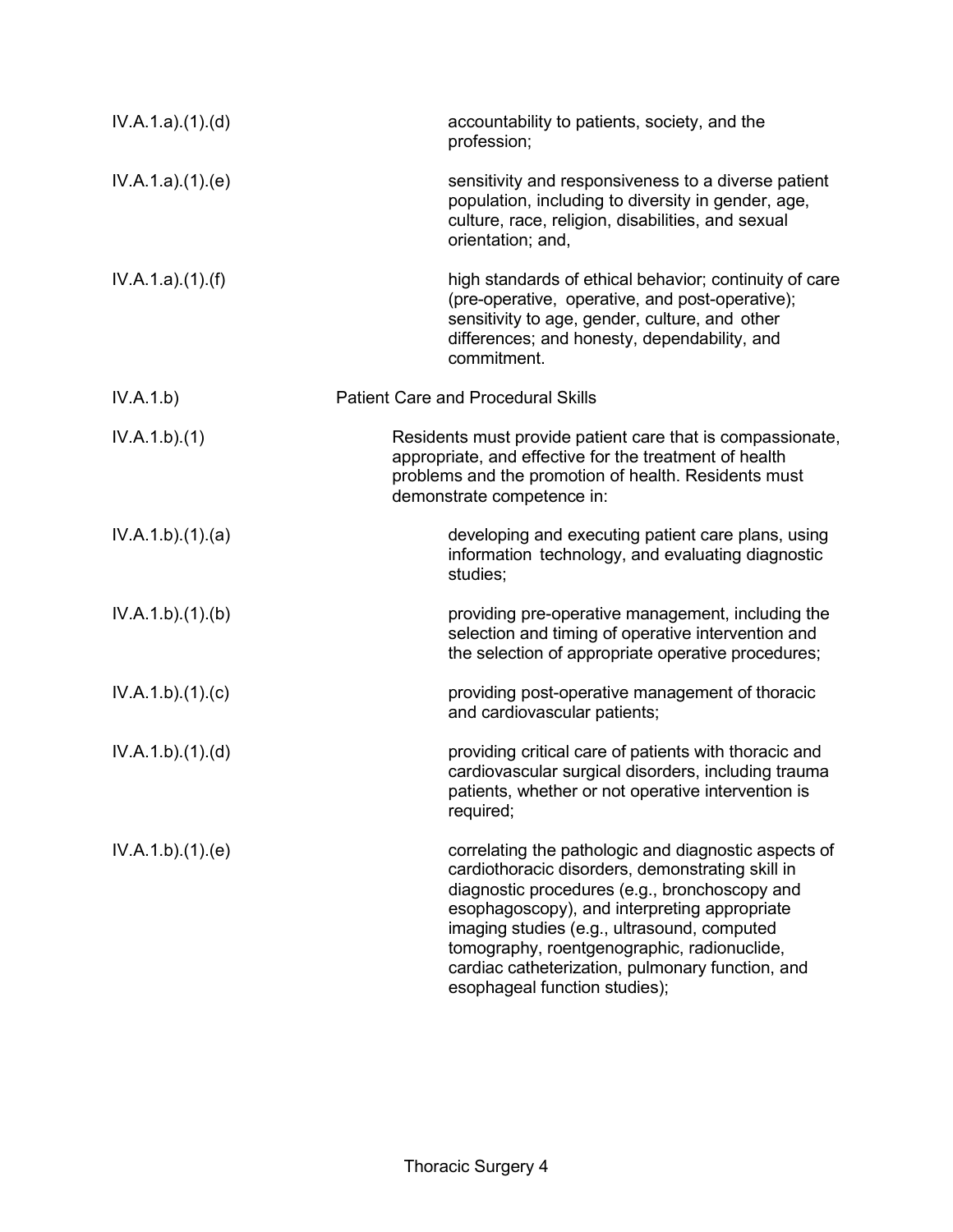IV.A.1.a).(1).(d) accountability to patients, society, and the profession;

IV.A.1.a).(1).(e) sensitivity and responsiveness to a diverse patient population, including to diversity in gender, age, culture, race, religion, disabilities, and sexual orientation; and,

IV.A.1.a).(1).(f) high standards of ethical behavior; continuity of care (pre-operative, operative, and post-operative); sensitivity to age, gender, culture, and other differences; and honesty, dependability, and commitment.

IV.A.1.b) Patient Care and Procedural Skills

IV.A.1.b).(1) Residents must provide patient care that is compassionate, appropriate, and effective for the treatment of health problems and the promotion of health. Residents must demonstrate competence in:

IV.A.1.b).(1).(a) developing and executing patient care plans, using information technology, and evaluating diagnostic studies;

IV.A.1.b).(1).(b) providing pre-operative management, including the selection and timing of operative intervention and the selection of appropriate operative procedures;

IV.A.1.b).(1).(c) providing post-operative management of thoracic and cardiovascular patients;

IV.A.1.b).(1).(d) providing critical care of patients with thoracic and cardiovascular surgical disorders, including trauma patients, whether or not operative intervention is required;

IV.A.1.b).(1).(e) correlating the pathologic and diagnostic aspects of cardiothoracic disorders, demonstrating skill in diagnostic procedures (e.g., bronchoscopy and esophagoscopy), and interpreting appropriate imaging studies (e.g., ultrasound, computed tomography, roentgenographic, radionuclide, cardiac catheterization, pulmonary function, and esophageal function studies);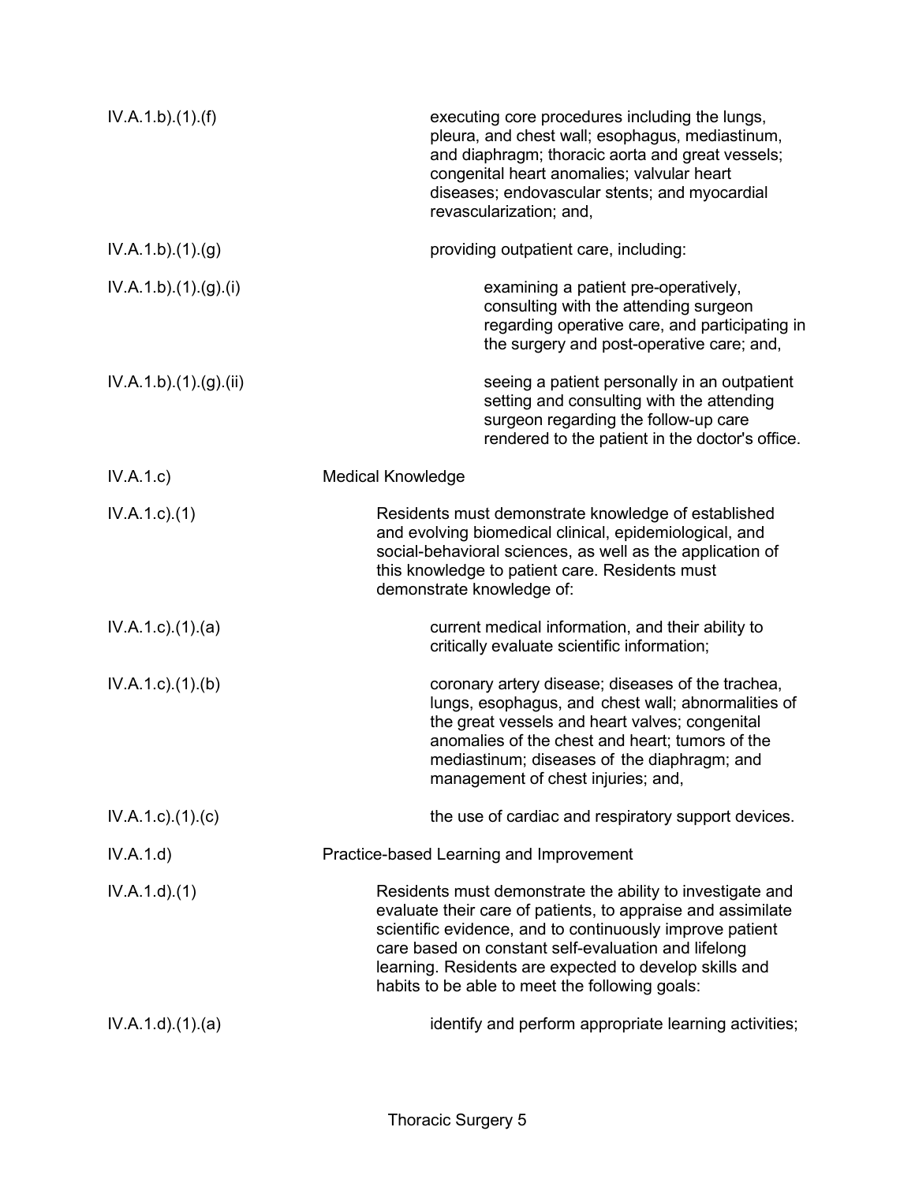IV.A.1.b).(1).(f) executing core procedures including the lungs, pleura, and chest wall; esophagus, mediastinum, and diaphragm; thoracic aorta and great vessels; congenital heart anomalies; valvular heart diseases; endovascular stents; and myocardial revascularization; and,

IV.A.1.b).(1).(g) providing outpatient care, including:

IV.A.1.b).(1).(g).(i) examining a patient pre-operatively, consulting with the attending surgeon regarding operative care, and participating in the surgery and post-operative care; and,

IV.A.1.b).(1).(g).(ii) seeing a patient personally in an outpatient setting and consulting with the attending surgeon regarding the follow-up care rendered to the patient in the doctor's office.

IV.A.1.c) Medical Knowledge

IV.A.1.c).(1) Residents must demonstrate knowledge of established and evolving biomedical clinical, epidemiological, and social-behavioral sciences, as well as the application of this knowledge to patient care. Residents must demonstrate knowledge of:

IV.A.1.c).(1).(a) current medical information, and their ability to critically evaluate scientific information;

IV.A.1.c).(1).(b) coronary artery disease; diseases of the trachea, lungs, esophagus, and chest wall; abnormalities of the great vessels and heart valves; congenital anomalies of the chest and heart; tumors of the mediastinum; diseases of the diaphragm; and management of chest injuries; and,

IV.A.1.c).(1).(c) the use of cardiac and respiratory support devices.

IV.A.1.d) Practice-based Learning and Improvement

IV.A.1.d).(1) Residents must demonstrate the ability to investigate and evaluate their care of patients, to appraise and assimilate scientific evidence, and to continuously improve patient care based on constant self-evaluation and lifelong learning. Residents are expected to develop skills and habits to be able to meet the following goals:

IV.A.1.d).(1).(a) identify and perform appropriate learning activities;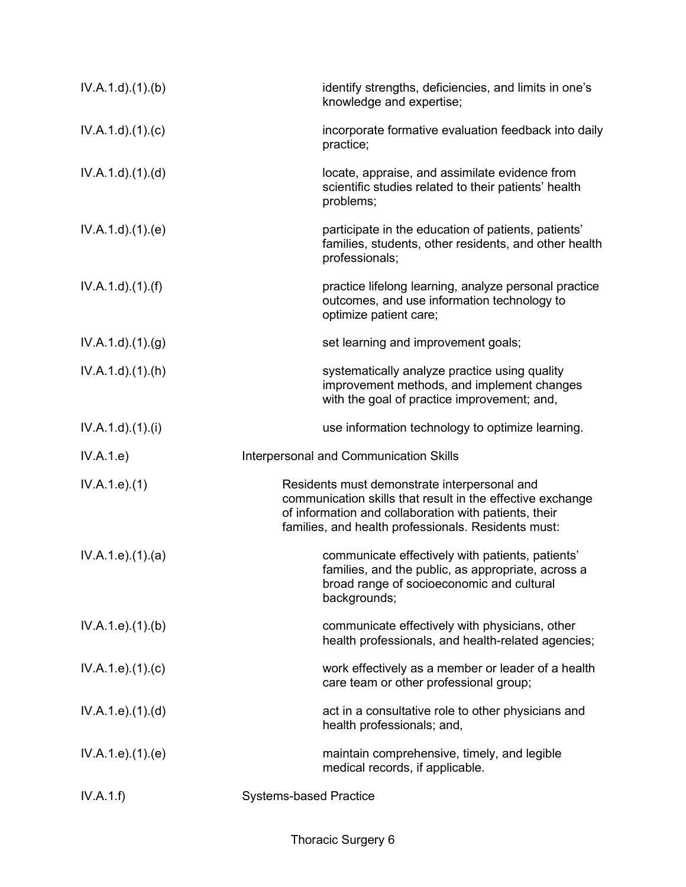| | |
|---|---|
| IV.A.1.d).(1).(b) | identify strengths, deficiencies, and limits in one's knowledge and expertise; |
| IV.A.1.d).(1).(c) | incorporate formative evaluation feedback into daily practice; |
| IV.A.1.d).(1).(d) | locate, appraise, and assimilate evidence from scientific studies related to their patients' health problems; |
| IV.A.1.d).(1).(e) | participate in the education of patients, patients' families, students, other residents, and other health professionals; |
| IV.A.1.d).(1).(f) | practice lifelong learning, analyze personal practice outcomes, and use information technology to optimize patient care; |
| IV.A.1.d).(1).(g) | set learning and improvement goals; |
| IV.A.1.d).(1).(h) | systematically analyze practice using quality improvement methods, and implement changes with the goal of practice improvement; and, |
| IV.A.1.d).(1).(i) | use information technology to optimize learning. |
| IV.A.1.e) | Interpersonal and Communication Skills |
| IV.A.1.e).(1) | Residents must demonstrate interpersonal and communication skills that result in the effective exchange of information and collaboration with patients, their families, and health professionals. Residents must: |
| IV.A.1.e).(1).(a) | communicate effectively with patients, patients' families, and the public, as appropriate, across a broad range of socioeconomic and cultural backgrounds; |
| IV.A.1.e).(1).(b) | communicate effectively with physicians, other health professionals, and health-related agencies; |
| IV.A.1.e).(1).(c) | work effectively as a member or leader of a health care team or other professional group; |
| IV.A.1.e).(1).(d) | act in a consultative role to other physicians and health professionals; and, |
| IV.A.1.e).(1).(e) | maintain comprehensive, timely, and legible medical records, if applicable. |
| IV.A.1.f) | Systems-based Practice |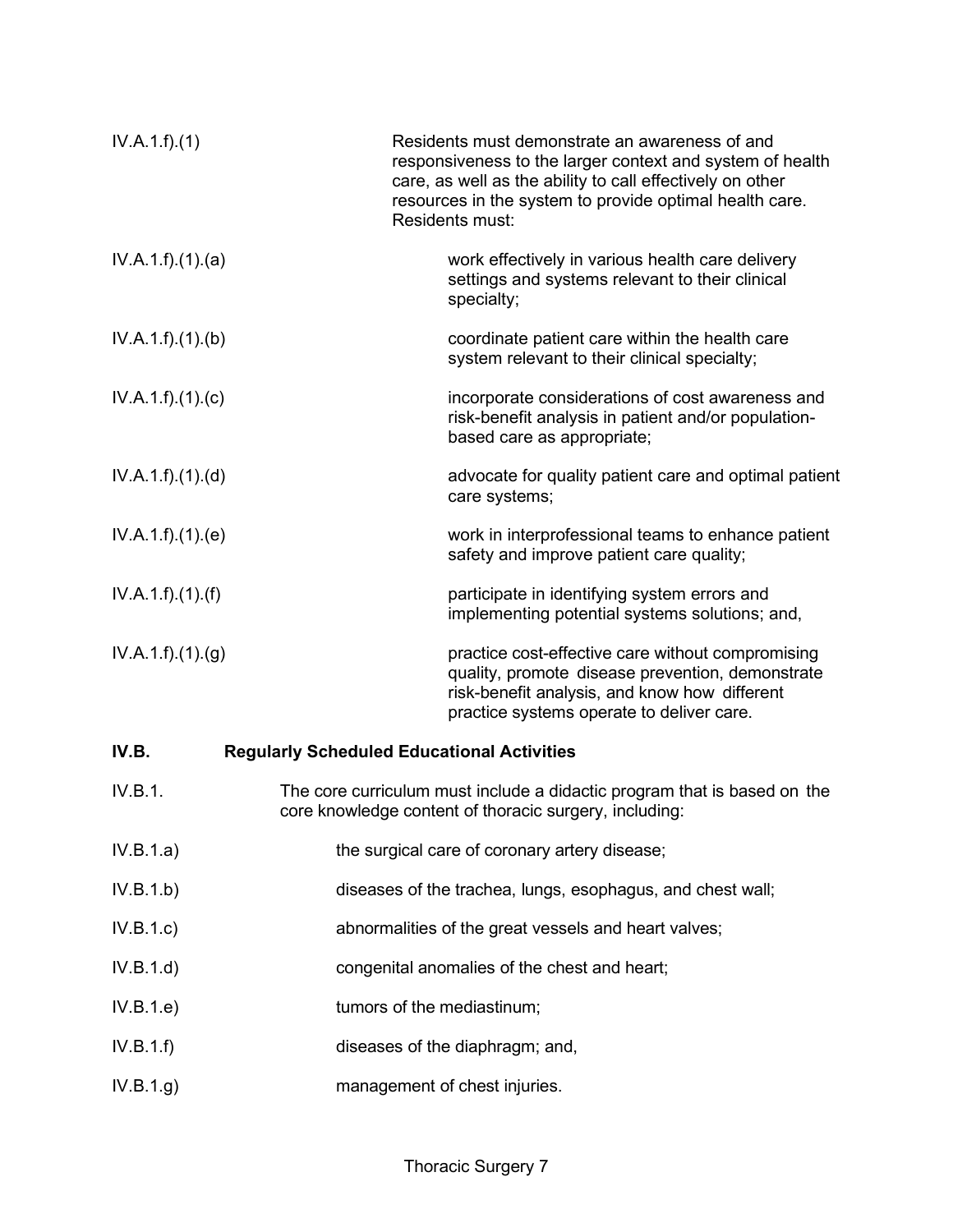IV.A.1.f).(1) Residents must demonstrate an awareness of and responsiveness to the larger context and system of health care, as well as the ability to call effectively on other resources in the system to provide optimal health care. Residents must:

IV.A.1.f).(1).(a) work effectively in various health care delivery settings and systems relevant to their clinical specialty;

IV.A.1.f).(1).(b) coordinate patient care within the health care system relevant to their clinical specialty;

IV.A.1.f).(1).(c) incorporate considerations of cost awareness and risk-benefit analysis in patient and/or population-based care as appropriate;

IV.A.1.f).(1).(d) advocate for quality patient care and optimal patient care systems;

IV.A.1.f).(1).(e) work in interprofessional teams to enhance patient safety and improve patient care quality;

IV.A.1.f).(1).(f) participate in identifying system errors and implementing potential systems solutions; and,

IV.A.1.f).(1).(g) practice cost-effective care without compromising quality, promote disease prevention, demonstrate risk-benefit analysis, and know how different practice systems operate to deliver care.

**IV.B. Regularly Scheduled Educational Activities**

IV.B.1. The core curriculum must include a didactic program that is based on the core knowledge content of thoracic surgery, including:

IV.B.1.a) the surgical care of coronary artery disease;

IV.B.1.b) diseases of the trachea, lungs, esophagus, and chest wall;

IV.B.1.c) abnormalities of the great vessels and heart valves;

IV.B.1.d) congenital anomalies of the chest and heart;

IV.B.1.e) tumors of the mediastinum;

IV.B.1.f) diseases of the diaphragm; and,

IV.B.1.g) management of chest injuries.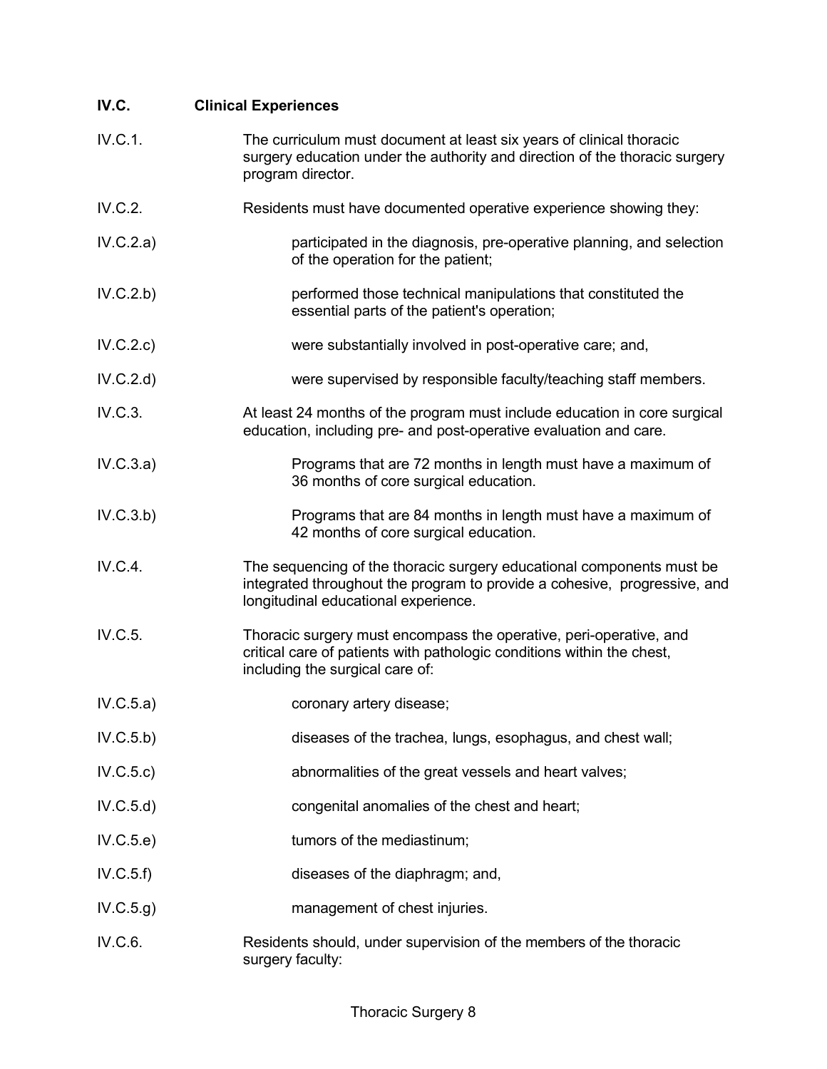**IV.C. Clinical Experiences**

IV.C.1. The curriculum must document at least six years of clinical thoracic surgery education under the authority and direction of the thoracic surgery program director.

IV.C.2. Residents must have documented operative experience showing they:

IV.C.2.a) participated in the diagnosis, pre-operative planning, and selection of the operation for the patient;

IV.C.2.b) performed those technical manipulations that constituted the essential parts of the patient's operation;

IV.C.2.c) were substantially involved in post-operative care; and,

IV.C.2.d) were supervised by responsible faculty/teaching staff members.

IV.C.3. At least 24 months of the program must include education in core surgical education, including pre- and post-operative evaluation and care.

IV.C.3.a) Programs that are 72 months in length must have a maximum of 36 months of core surgical education.

IV.C.3.b) Programs that are 84 months in length must have a maximum of 42 months of core surgical education.

IV.C.4. The sequencing of the thoracic surgery educational components must be integrated throughout the program to provide a cohesive, progressive, and longitudinal educational experience.

IV.C.5. Thoracic surgery must encompass the operative, peri-operative, and critical care of patients with pathologic conditions within the chest, including the surgical care of:

IV.C.5.a) coronary artery disease;

IV.C.5.b) diseases of the trachea, lungs, esophagus, and chest wall;

IV.C.5.c) abnormalities of the great vessels and heart valves;

IV.C.5.d) congenital anomalies of the chest and heart;

IV.C.5.e) tumors of the mediastinum;

IV.C.5.f) diseases of the diaphragm; and,

IV.C.5.g) management of chest injuries.

IV.C.6. Residents should, under supervision of the members of the thoracic surgery faculty: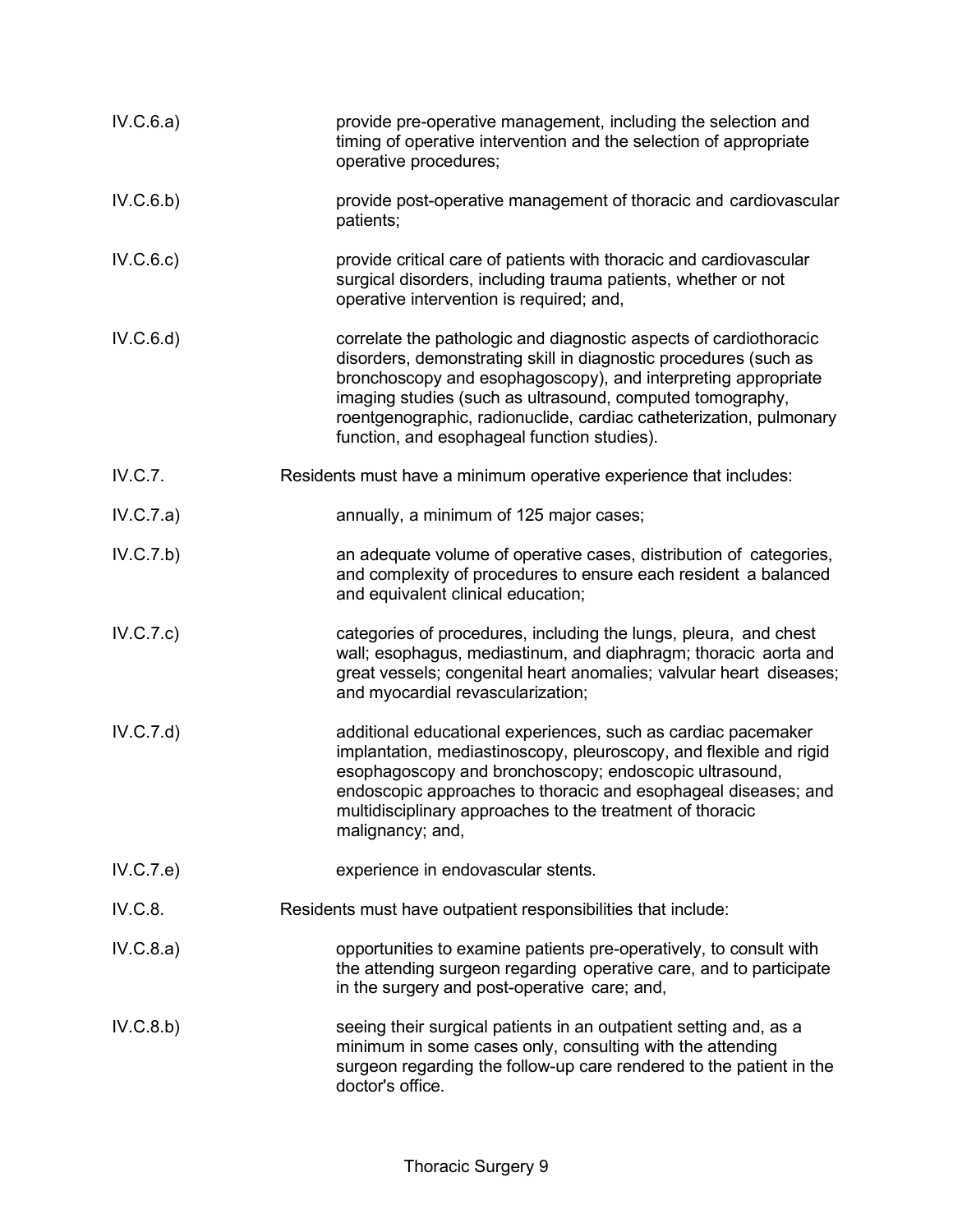IV.C.6.a) provide pre-operative management, including the selection and timing of operative intervention and the selection of appropriate operative procedures;

IV.C.6.b) provide post-operative management of thoracic and cardiovascular patients;

IV.C.6.c) provide critical care of patients with thoracic and cardiovascular surgical disorders, including trauma patients, whether or not operative intervention is required; and,

IV.C.6.d) correlate the pathologic and diagnostic aspects of cardiothoracic disorders, demonstrating skill in diagnostic procedures (such as bronchoscopy and esophagoscopy), and interpreting appropriate imaging studies (such as ultrasound, computed tomography, roentgenographic, radionuclide, cardiac catheterization, pulmonary function, and esophageal function studies).

IV.C.7. Residents must have a minimum operative experience that includes:

IV.C.7.a) annually, a minimum of 125 major cases;

IV.C.7.b) an adequate volume of operative cases, distribution of categories, and complexity of procedures to ensure each resident a balanced and equivalent clinical education;

IV.C.7.c) categories of procedures, including the lungs, pleura, and chest wall; esophagus, mediastinum, and diaphragm; thoracic aorta and great vessels; congenital heart anomalies; valvular heart diseases; and myocardial revascularization;

IV.C.7.d) additional educational experiences, such as cardiac pacemaker implantation, mediastinoscopy, pleuroscopy, and flexible and rigid esophagoscopy and bronchoscopy; endoscopic ultrasound, endoscopic approaches to thoracic and esophageal diseases; and multidisciplinary approaches to the treatment of thoracic malignancy; and,

IV.C.7.e) experience in endovascular stents.

IV.C.8. Residents must have outpatient responsibilities that include:

IV.C.8.a) opportunities to examine patients pre-operatively, to consult with the attending surgeon regarding operative care, and to participate in the surgery and post-operative care; and,

IV.C.8.b) seeing their surgical patients in an outpatient setting and, as a minimum in some cases only, consulting with the attending surgeon regarding the follow-up care rendered to the patient in the doctor's office.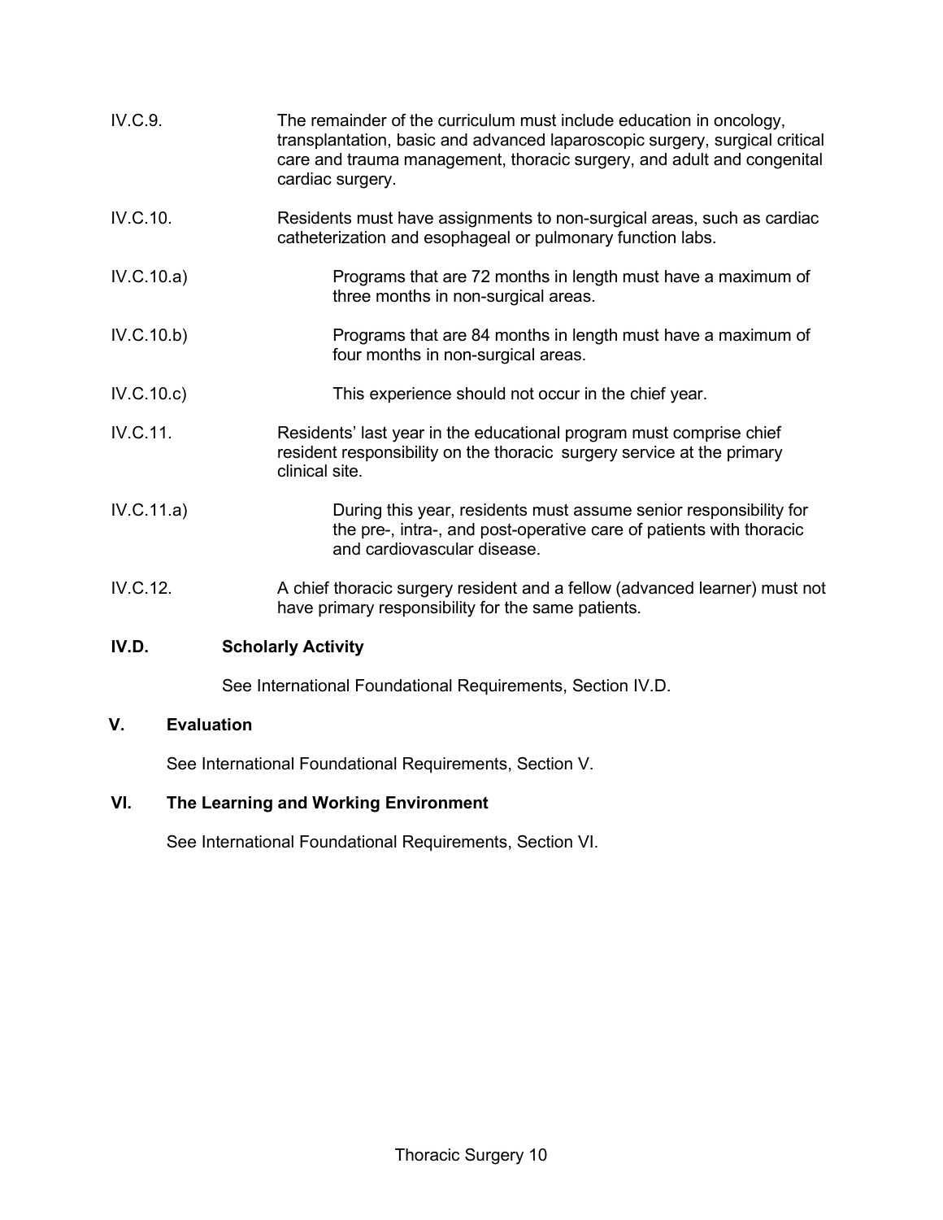IV.C.9. The remainder of the curriculum must include education in oncology, transplantation, basic and advanced laparoscopic surgery, surgical critical care and trauma management, thoracic surgery, and adult and congenital cardiac surgery.

IV.C.10. Residents must have assignments to non-surgical areas, such as cardiac catheterization and esophageal or pulmonary function labs.

IV.C.10.a) Programs that are 72 months in length must have a maximum of three months in non-surgical areas.

IV.C.10.b) Programs that are 84 months in length must have a maximum of four months in non-surgical areas.

IV.C.10.c) This experience should not occur in the chief year.

IV.C.11. Residents' last year in the educational program must comprise chief resident responsibility on the thoracic surgery service at the primary clinical site.

IV.C.11.a) During this year, residents must assume senior responsibility for the pre-, intra-, and post-operative care of patients with thoracic and cardiovascular disease.

IV.C.12. A chief thoracic surgery resident and a fellow (advanced learner) must not have primary responsibility for the same patients.

### IV.D. Scholarly Activity

See International Foundational Requirements, Section IV.D.

## V. Evaluation

See International Foundational Requirements, Section V.

## VI. The Learning and Working Environment

See International Foundational Requirements, Section VI.